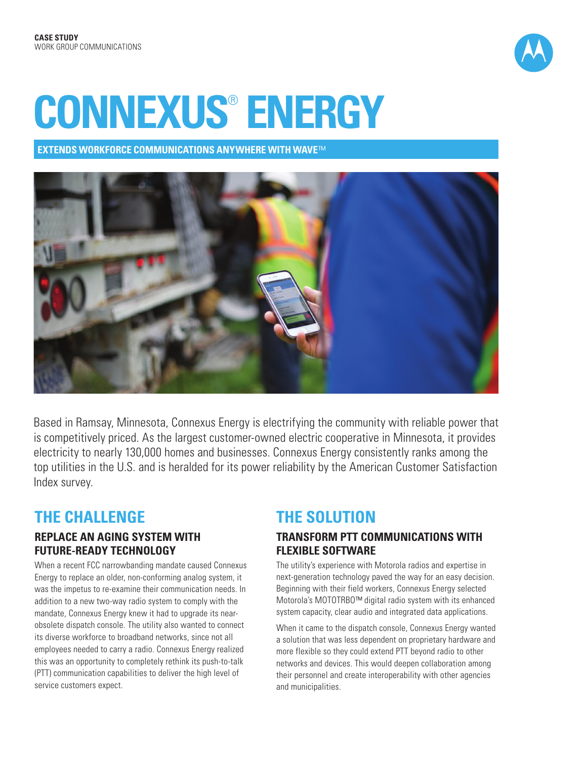**CASE STUDY**
WORK GROUP COMMUNICATIONS

# CONNEXUS® ENERGY

**EXTENDS WORKFORCE COMMUNICATIONS ANYWHERE WITH WAVE™**

Based in Ramsay, Minnesota, Connexus Energy is electrifying the community with reliable power that is competitively priced. As the largest customer-owned electric cooperative in Minnesota, it provides electricity to nearly 130,000 homes and businesses. Connexus Energy consistently ranks among the top utilities in the U.S. and is heralded for its power reliability by the American Customer Satisfaction Index survey.

## THE CHALLENGE

### REPLACE AN AGING SYSTEM WITH FUTURE-READY TECHNOLOGY

When a recent FCC narrowbanding mandate caused Connexus Energy to replace an older, non-conforming analog system, it was the impetus to re-examine their communication needs. In addition to a new two-way radio system to comply with the mandate, Connexus Energy knew it had to upgrade its near-obsolete dispatch console. The utility also wanted to connect its diverse workforce to broadband networks, since not all employees needed to carry a radio. Connexus Energy realized this was an opportunity to completely rethink its push-to-talk (PTT) communication capabilities to deliver the high level of service customers expect.

## THE SOLUTION

### TRANSFORM PTT COMMUNICATIONS WITH FLEXIBLE SOFTWARE

The utility's experience with Motorola radios and expertise in next-generation technology paved the way for an easy decision. Beginning with their field workers, Connexus Energy selected Motorola's MOTOTRBO™ digital radio system with its enhanced system capacity, clear audio and integrated data applications.

When it came to the dispatch console, Connexus Energy wanted a solution that was less dependent on proprietary hardware and more flexible so they could extend PTT beyond radio to other networks and devices. This would deepen collaboration among their personnel and create interoperability with other agencies and municipalities.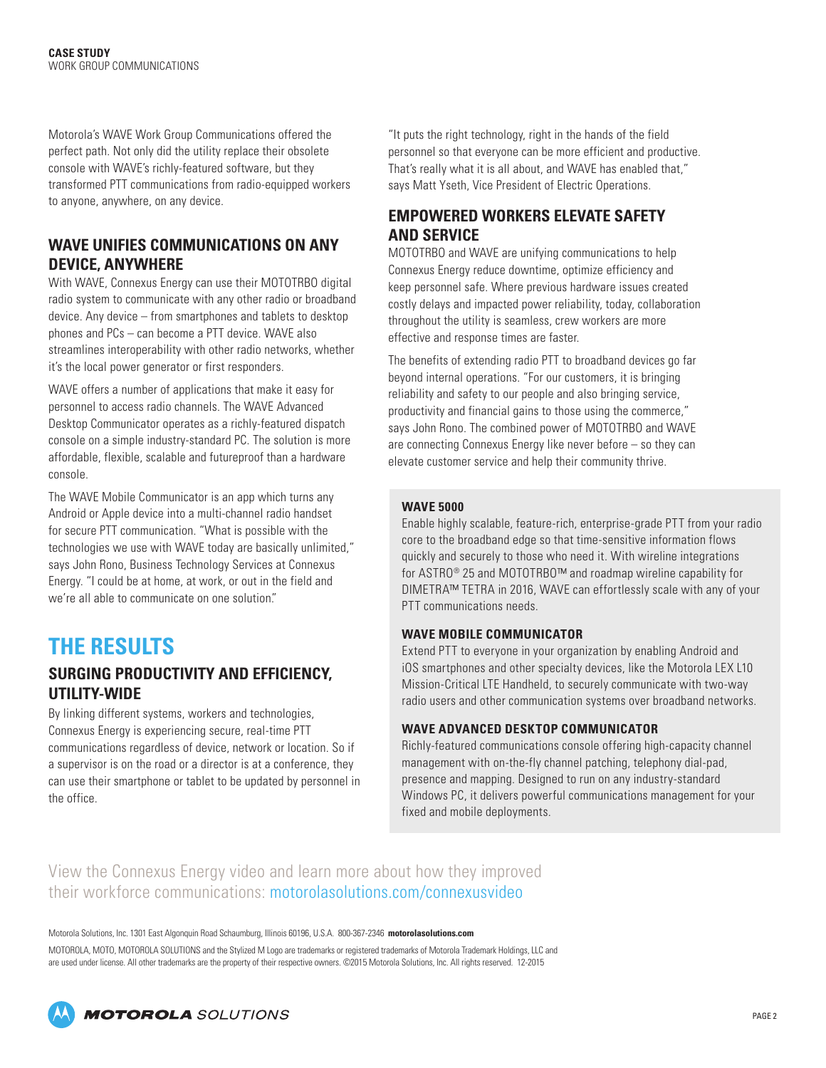Motorola's WAVE Work Group Communications offered the perfect path. Not only did the utility replace their obsolete console with WAVE's richly-featured software, but they transformed PTT communications from radio-equipped workers to anyone, anywhere, on any device.

## WAVE UNIFIES COMMUNICATIONS ON ANY DEVICE, ANYWHERE

With WAVE, Connexus Energy can use their MOTOTRBO digital radio system to communicate with any other radio or broadband device. Any device – from smartphones and tablets to desktop phones and PCs – can become a PTT device. WAVE also streamlines interoperability with other radio networks, whether it's the local power generator or first responders.

WAVE offers a number of applications that make it easy for personnel to access radio channels. The WAVE Advanced Desktop Communicator operates as a richly-featured dispatch console on a simple industry-standard PC. The solution is more affordable, flexible, scalable and futureproof than a hardware console.

The WAVE Mobile Communicator is an app which turns any Android or Apple device into a multi-channel radio handset for secure PTT communication. "What is possible with the technologies we use with WAVE today are basically unlimited," says John Rono, Business Technology Services at Connexus Energy. "I could be at home, at work, or out in the field and we're all able to communicate on one solution."

# THE RESULTS

## SURGING PRODUCTIVITY AND EFFICIENCY, UTILITY-WIDE

By linking different systems, workers and technologies, Connexus Energy is experiencing secure, real-time PTT communications regardless of device, network or location. So if a supervisor is on the road or a director is at a conference, they can use their smartphone or tablet to be updated by personnel in the office.

"It puts the right technology, right in the hands of the field personnel so that everyone can be more efficient and productive. That's really what it is all about, and WAVE has enabled that," says Matt Yseth, Vice President of Electric Operations.

## EMPOWERED WORKERS ELEVATE SAFETY AND SERVICE

MOTOTRBO and WAVE are unifying communications to help Connexus Energy reduce downtime, optimize efficiency and keep personnel safe. Where previous hardware issues created costly delays and impacted power reliability, today, collaboration throughout the utility is seamless, crew workers are more effective and response times are faster.

The benefits of extending radio PTT to broadband devices go far beyond internal operations. "For our customers, it is bringing reliability and safety to our people and also bringing service, productivity and financial gains to those using the commerce," says John Rono. The combined power of MOTOTRBO and WAVE are connecting Connexus Energy like never before – so they can elevate customer service and help their community thrive.

### WAVE 5000

Enable highly scalable, feature-rich, enterprise-grade PTT from your radio core to the broadband edge so that time-sensitive information flows quickly and securely to those who need it. With wireline integrations for ASTRO® 25 and MOTOTRBO™ and roadmap wireline capability for DIMETRA™ TETRA in 2016, WAVE can effortlessly scale with any of your PTT communications needs.

### WAVE MOBILE COMMUNICATOR

Extend PTT to everyone in your organization by enabling Android and iOS smartphones and other specialty devices, like the Motorola LEX L10 Mission-Critical LTE Handheld, to securely communicate with two-way radio users and other communication systems over broadband networks.

### WAVE ADVANCED DESKTOP COMMUNICATOR

Richly-featured communications console offering high-capacity channel management with on-the-fly channel patching, telephony dial-pad, presence and mapping. Designed to run on any industry-standard Windows PC, it delivers powerful communications management for your fixed and mobile deployments.

View the Connexus Energy video and learn more about how they improved their workforce communications: motorolasolutions.com/connexusvideo

Motorola Solutions, Inc. 1301 East Algonquin Road Schaumburg, Illinois 60196, U.S.A. 800-367-2346 **motorolasolutions.com**

MOTOROLA, MOTO, MOTOROLA SOLUTIONS and the Stylized M Logo are trademarks or registered trademarks of Motorola Trademark Holdings, LLC and are used under license. All other trademarks are the property of their respective owners. ©2015 Motorola Solutions, Inc. All rights reserved. 12-2015